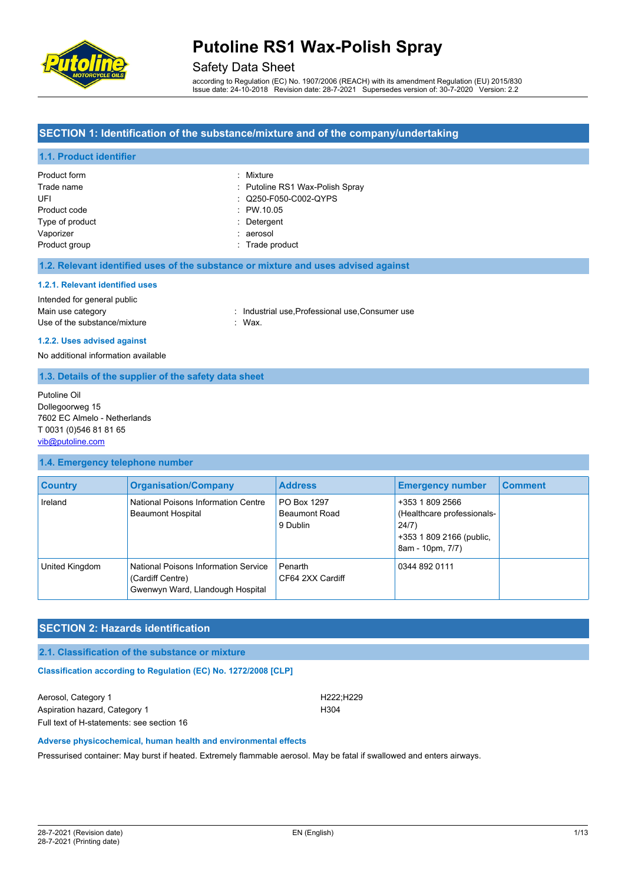# Putoline RS1 Wax-Polish Spray

Safety Data Sheet

according to Regulation (EC) No. 1907/2006 (REACH) with its amendment Regulation (EU) 2015/830
Issue date: 24-10-2018 Revision date: 28-7-2021 Supersedes version of: 30-7-2020 Version: 2.2

## SECTION 1: Identification of the substance/mixture and of the company/undertaking

### 1.1. Product identifier

Product form : Mixture
Trade name : Putoline RS1 Wax-Polish Spray
UFI : Q250-F050-C002-QYPS
Product code : PW.10.05
Type of product : Detergent
Vaporizer : aerosol
Product group : Trade product

### 1.2. Relevant identified uses of the substance or mixture and uses advised against

#### 1.2.1. Relevant identified uses

Intended for general public
Main use category : Industrial use,Professional use,Consumer use
Use of the substance/mixture : Wax.

#### 1.2.2. Uses advised against

No additional information available

### 1.3. Details of the supplier of the safety data sheet

Putoline Oil
Dollegoorweg 15
7602 EC Almelo - Netherlands
T 0031 (0)546 81 81 65
vib@putoline.com

### 1.4. Emergency telephone number

| Country | Organisation/Company | Address | Emergency number | Comment |
|---|---|---|---|---|
| Ireland | National Poisons Information Centre Beaumont Hospital | PO Box 1297 Beaumont Road 9 Dublin | +353 1 809 2566 (Healthcare professionals-24/7) +353 1 809 2166 (public, 8am - 10pm, 7/7) | |
| United Kingdom | National Poisons Information Service (Cardiff Centre) Gwenwyn Ward, Llandough Hospital | Penarth CF64 2XX Cardiff | 0344 892 0111 | |

## SECTION 2: Hazards identification

### 2.1. Classification of the substance or mixture

#### Classification according to Regulation (EC) No. 1272/2008 [CLP]

Aerosol, Category 1 H222;H229
Aspiration hazard, Category 1 H304
Full text of H-statements: see section 16

#### Adverse physicochemical, human health and environmental effects

Pressurised container: May burst if heated. Extremely flammable aerosol. May be fatal if swallowed and enters airways.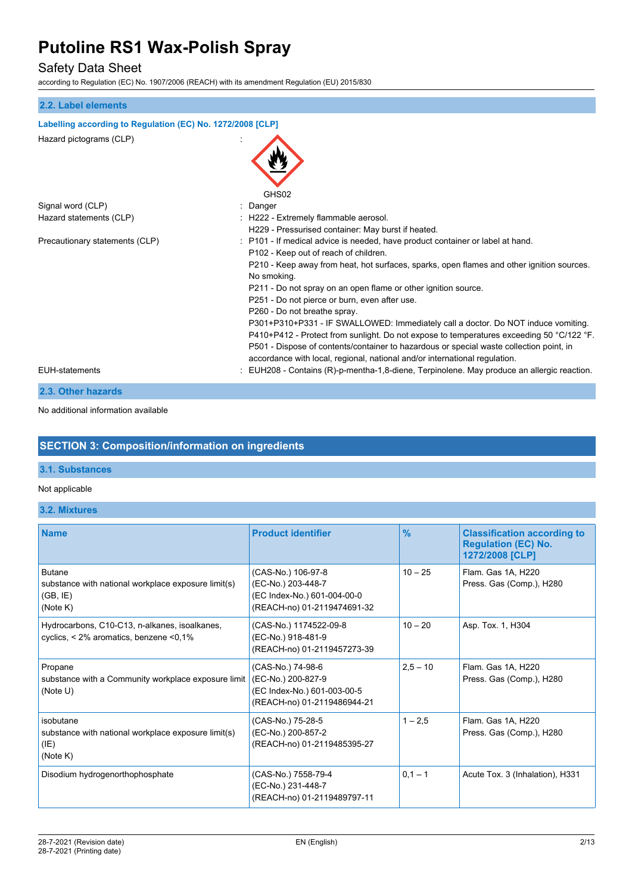## 2.2. Label elements

**Labelling according to Regulation (EC) No. 1272/2008 [CLP]**

Hazard pictograms (CLP) :

GHS02

Signal word (CLP) : Danger

Hazard statements (CLP) : H222 - Extremely flammable aerosol.
H229 - Pressurised container: May burst if heated.

Precautionary statements (CLP) : P101 - If medical advice is needed, have product container or label at hand.
P102 - Keep out of reach of children.
P210 - Keep away from heat, hot surfaces, sparks, open flames and other ignition sources. No smoking.
P211 - Do not spray on an open flame or other ignition source.
P251 - Do not pierce or burn, even after use.
P260 - Do not breathe spray.
P301+P310+P331 - IF SWALLOWED: Immediately call a doctor. Do NOT induce vomiting.
P410+P412 - Protect from sunlight. Do not expose to temperatures exceeding 50 °C/122 °F.
P501 - Dispose of contents/container to hazardous or special waste collection point, in accordance with local, regional, national and/or international regulation.

EUH-statements : EUH208 - Contains (R)-p-mentha-1,8-diene, Terpinolene. May produce an allergic reaction.

## 2.3. Other hazards

No additional information available

# SECTION 3: Composition/information on ingredients

## 3.1. Substances

Not applicable

## 3.2. Mixtures

| Name | Product identifier | % | Classification according to Regulation (EC) No. 1272/2008 [CLP] |
|---|---|---|---|
| Butane<br>substance with national workplace exposure limit(s) (GB, IE)<br>(Note K) | (CAS-No.) 106-97-8<br>(EC-No.) 203-448-7<br>(EC Index-No.) 601-004-00-0<br>(REACH-no) 01-2119474691-32 | 10 – 25 | Flam. Gas 1A, H220<br>Press. Gas (Comp.), H280 |
| Hydrocarbons, C10-C13, n-alkanes, isoalkanes, cyclics, < 2% aromatics, benzene <0,1% | (CAS-No.) 1174522-09-8<br>(EC-No.) 918-481-9<br>(REACH-no) 01-2119457273-39 | 10 – 20 | Asp. Tox. 1, H304 |
| Propane<br>substance with a Community workplace exposure limit<br>(Note U) | (CAS-No.) 74-98-6<br>(EC-No.) 200-827-9<br>(EC Index-No.) 601-003-00-5<br>(REACH-no) 01-2119486944-21 | 2,5 – 10 | Flam. Gas 1A, H220<br>Press. Gas (Comp.), H280 |
| isobutane<br>substance with national workplace exposure limit(s) (IE)<br>(Note K) | (CAS-No.) 75-28-5<br>(EC-No.) 200-857-2<br>(REACH-no) 01-2119485395-27 | 1 – 2,5 | Flam. Gas 1A, H220<br>Press. Gas (Comp.), H280 |
| Disodium hydrogenorthophosphate | (CAS-No.) 7558-79-4<br>(EC-No.) 231-448-7<br>(REACH-no) 01-2119489797-11 | 0,1 – 1 | Acute Tox. 3 (Inhalation), H331 |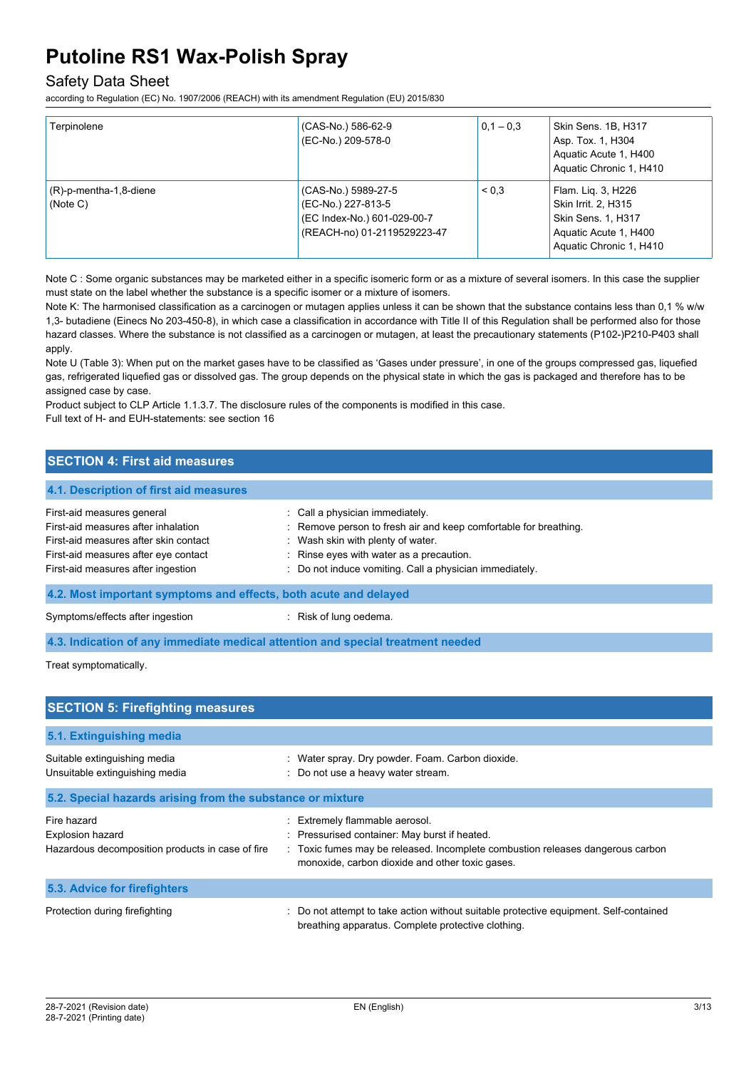| | | | |
|---|---|---|---|
| Terpinolene | (CAS-No.) 586-62-9<br>(EC-No.) 209-578-0 | 0,1 – 0,3 | Skin Sens. 1B, H317<br>Asp. Tox. 1, H304<br>Aquatic Acute 1, H400<br>Aquatic Chronic 1, H410 |
| (R)-p-mentha-1,8-diene<br>(Note C) | (CAS-No.) 5989-27-5<br>(EC-No.) 227-813-5<br>(EC Index-No.) 601-029-00-7<br>(REACH-no) 01-2119529223-47 | < 0,3 | Flam. Liq. 3, H226<br>Skin Irrit. 2, H315<br>Skin Sens. 1, H317<br>Aquatic Acute 1, H400<br>Aquatic Chronic 1, H410 |

Note C : Some organic substances may be marketed either in a specific isomeric form or as a mixture of several isomers. In this case the supplier must state on the label whether the substance is a specific isomer or a mixture of isomers.

Note K: The harmonised classification as a carcinogen or mutagen applies unless it can be shown that the substance contains less than 0,1 % w/w 1,3- butadiene (Einecs No 203-450-8), in which case a classification in accordance with Title II of this Regulation shall be performed also for those hazard classes. Where the substance is not classified as a carcinogen or mutagen, at least the precautionary statements (P102-)P210-P403 shall apply.

Note U (Table 3): When put on the market gases have to be classified as 'Gases under pressure', in one of the groups compressed gas, liquefied gas, refrigerated liquefied gas or dissolved gas. The group depends on the physical state in which the gas is packaged and therefore has to be assigned case by case.

Product subject to CLP Article 1.1.3.7. The disclosure rules of the components is modified in this case.

Full text of H- and EUH-statements: see section 16

## SECTION 4: First aid measures

### 4.1. Description of first aid measures

| | |
|---|---|
| First-aid measures general | : Call a physician immediately. |
| First-aid measures after inhalation | : Remove person to fresh air and keep comfortable for breathing. |
| First-aid measures after skin contact | : Wash skin with plenty of water. |
| First-aid measures after eye contact | : Rinse eyes with water as a precaution. |
| First-aid measures after ingestion | : Do not induce vomiting. Call a physician immediately. |

### 4.2. Most important symptoms and effects, both acute and delayed

| | |
|---|---|
| Symptoms/effects after ingestion | : Risk of lung oedema. |

### 4.3. Indication of any immediate medical attention and special treatment needed

Treat symptomatically.

## SECTION 5: Firefighting measures

### 5.1. Extinguishing media

| | |
|---|---|
| Suitable extinguishing media | : Water spray. Dry powder. Foam. Carbon dioxide. |
| Unsuitable extinguishing media | : Do not use a heavy water stream. |

### 5.2. Special hazards arising from the substance or mixture

| | |
|---|---|
| Fire hazard | : Extremely flammable aerosol. |
| Explosion hazard | : Pressurised container: May burst if heated. |
| Hazardous decomposition products in case of fire | : Toxic fumes may be released. Incomplete combustion releases dangerous carbon monoxide, carbon dioxide and other toxic gases. |

### 5.3. Advice for firefighters

| | |
|---|---|
| Protection during firefighting | : Do not attempt to take action without suitable protective equipment. Self-contained breathing apparatus. Complete protective clothing. |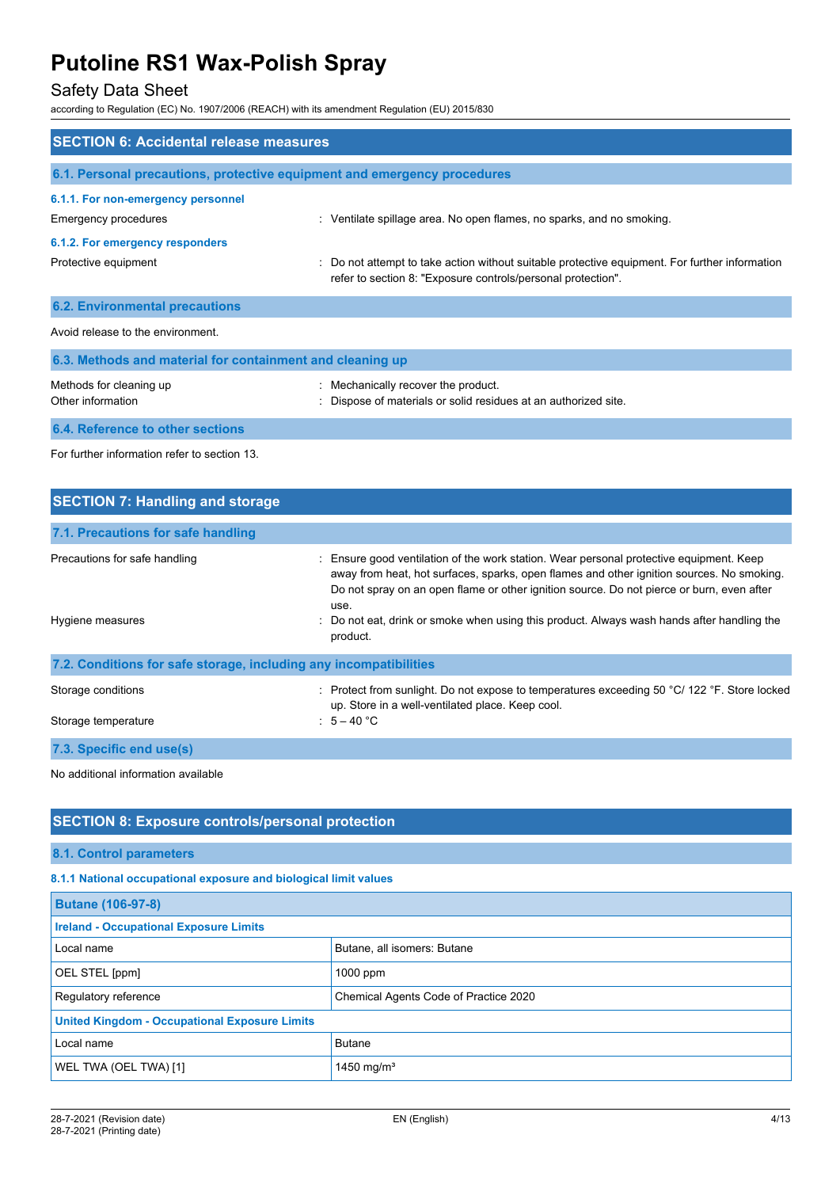## SECTION 6: Accidental release measures

### 6.1. Personal precautions, protective equipment and emergency procedures

#### 6.1.1. For non-emergency personnel

Emergency procedures : Ventilate spillage area. No open flames, no sparks, and no smoking.

#### 6.1.2. For emergency responders

Protective equipment : Do not attempt to take action without suitable protective equipment. For further information refer to section 8: "Exposure controls/personal protection".

### 6.2. Environmental precautions

Avoid release to the environment.

### 6.3. Methods and material for containment and cleaning up

Methods for cleaning up : Mechanically recover the product.

Other information : Dispose of materials or solid residues at an authorized site.

### 6.4. Reference to other sections

For further information refer to section 13.

## SECTION 7: Handling and storage

### 7.1. Precautions for safe handling

Precautions for safe handling : Ensure good ventilation of the work station. Wear personal protective equipment. Keep away from heat, hot surfaces, sparks, open flames and other ignition sources. No smoking. Do not spray on an open flame or other ignition source. Do not pierce or burn, even after use.

Hygiene measures : Do not eat, drink or smoke when using this product. Always wash hands after handling the product.

### 7.2. Conditions for safe storage, including any incompatibilities

Storage conditions : Protect from sunlight. Do not expose to temperatures exceeding 50 °C/ 122 °F. Store locked up. Store in a well-ventilated place. Keep cool.

Storage temperature : 5 – 40 °C

### 7.3. Specific end use(s)

No additional information available

## SECTION 8: Exposure controls/personal protection

### 8.1. Control parameters

#### 8.1.1 National occupational exposure and biological limit values

| Butane (106-97-8) | |
|---|---|
| **Ireland - Occupational Exposure Limits** | |
| Local name | Butane, all isomers: Butane |
| OEL STEL [ppm] | 1000 ppm |
| Regulatory reference | Chemical Agents Code of Practice 2020 |
| **United Kingdom - Occupational Exposure Limits** | |
| Local name | Butane |
| WEL TWA (OEL TWA) [1] | 1450 mg/m³ |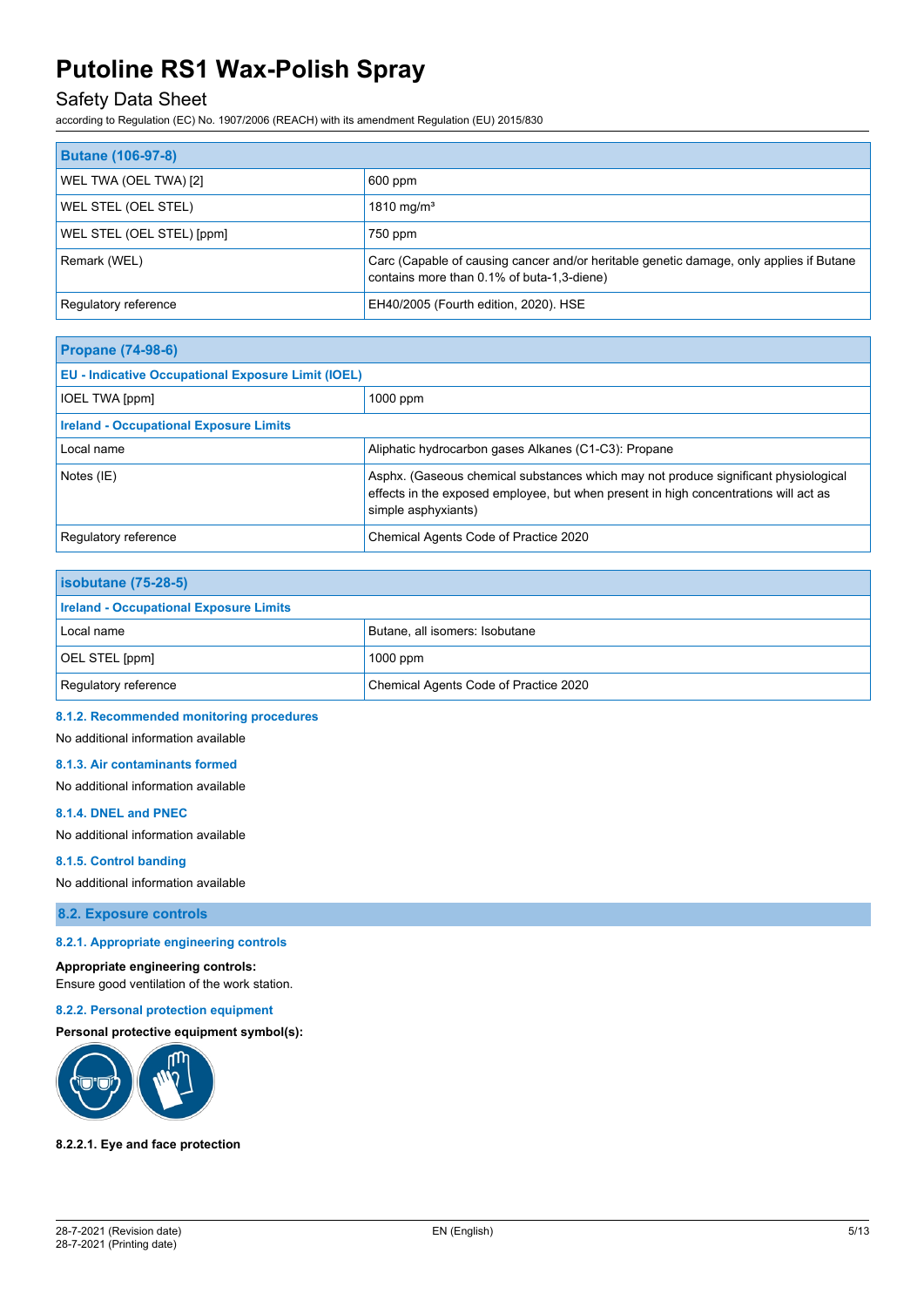| Butane (106-97-8) | |
|---|---|
| WEL TWA (OEL TWA) [2] | 600 ppm |
| WEL STEL (OEL STEL) | 1810 mg/m³ |
| WEL STEL (OEL STEL) [ppm] | 750 ppm |
| Remark (WEL) | Carc (Capable of causing cancer and/or heritable genetic damage, only applies if Butane contains more than 0.1% of buta-1,3-diene) |
| Regulatory reference | EH40/2005 (Fourth edition, 2020). HSE |

| Propane (74-98-6) | |
|---|---|
| **EU - Indicative Occupational Exposure Limit (IOEL)** | |
| IOEL TWA [ppm] | 1000 ppm |
| **Ireland - Occupational Exposure Limits** | |
| Local name | Aliphatic hydrocarbon gases Alkanes (C1-C3): Propane |
| Notes (IE) | Asphx. (Gaseous chemical substances which may not produce significant physiological effects in the exposed employee, but when present in high concentrations will act as simple asphyxiants) |
| Regulatory reference | Chemical Agents Code of Practice 2020 |

| isobutane (75-28-5) | |
|---|---|
| **Ireland - Occupational Exposure Limits** | |
| Local name | Butane, all isomers: Isobutane |
| OEL STEL [ppm] | 1000 ppm |
| Regulatory reference | Chemical Agents Code of Practice 2020 |

#### 8.1.2. Recommended monitoring procedures

No additional information available

#### 8.1.3. Air contaminants formed

No additional information available

#### 8.1.4. DNEL and PNEC

No additional information available

#### 8.1.5. Control banding

No additional information available

### 8.2. Exposure controls

#### 8.2.1. Appropriate engineering controls

**Appropriate engineering controls:**
Ensure good ventilation of the work station.

#### 8.2.2. Personal protection equipment

**Personal protective equipment symbol(s):**

**8.2.2.1. Eye and face protection**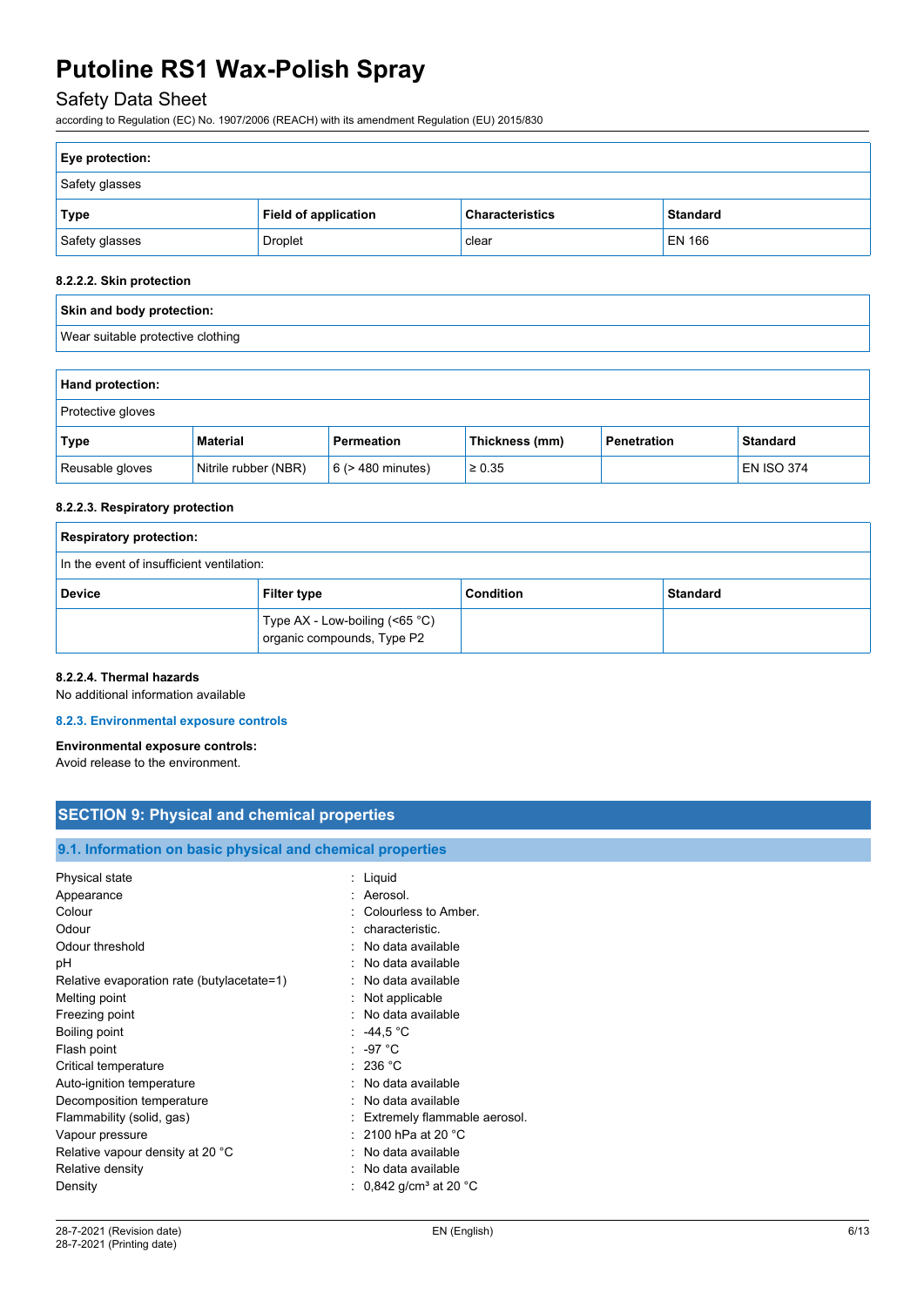| Eye protection: | | | |
|---|---|---|---|
| Safety glasses | | | |
| **Type** | **Field of application** | **Characteristics** | **Standard** |
| Safety glasses | Droplet | clear | EN 166 |

#### 8.2.2.2. Skin protection

| Skin and body protection: |
|---|
| Wear suitable protective clothing |

| Hand protection: | | | | | |
|---|---|---|---|---|---|
| Protective gloves | | | | | |
| **Type** | **Material** | **Permeation** | **Thickness (mm)** | **Penetration** | **Standard** |
| Reusable gloves | Nitrile rubber (NBR) | 6 (> 480 minutes) | ≥ 0.35 | | EN ISO 374 |

#### 8.2.2.3. Respiratory protection

| Respiratory protection: | | | |
|---|---|---|---|
| In the event of insufficient ventilation: | | | |
| **Device** | **Filter type** | **Condition** | **Standard** |
| | Type AX - Low-boiling (<65 °C) organic compounds, Type P2 | | |

#### 8.2.2.4. Thermal hazards

No additional information available

### 8.2.3. Environmental exposure controls

**Environmental exposure controls:**

Avoid release to the environment.

## SECTION 9: Physical and chemical properties

### 9.1. Information on basic physical and chemical properties

| | |
|---|---|
| Physical state | : Liquid |
| Appearance | : Aerosol. |
| Colour | : Colourless to Amber. |
| Odour | : characteristic. |
| Odour threshold | : No data available |
| pH | : No data available |
| Relative evaporation rate (butylacetate=1) | : No data available |
| Melting point | : Not applicable |
| Freezing point | : No data available |
| Boiling point | : -44,5 °C |
| Flash point | : -97 °C |
| Critical temperature | : 236 °C |
| Auto-ignition temperature | : No data available |
| Decomposition temperature | : No data available |
| Flammability (solid, gas) | : Extremely flammable aerosol. |
| Vapour pressure | : 2100 hPa at 20 °C |
| Relative vapour density at 20 °C | : No data available |
| Relative density | : No data available |
| Density | : 0,842 g/cm³ at 20 °C |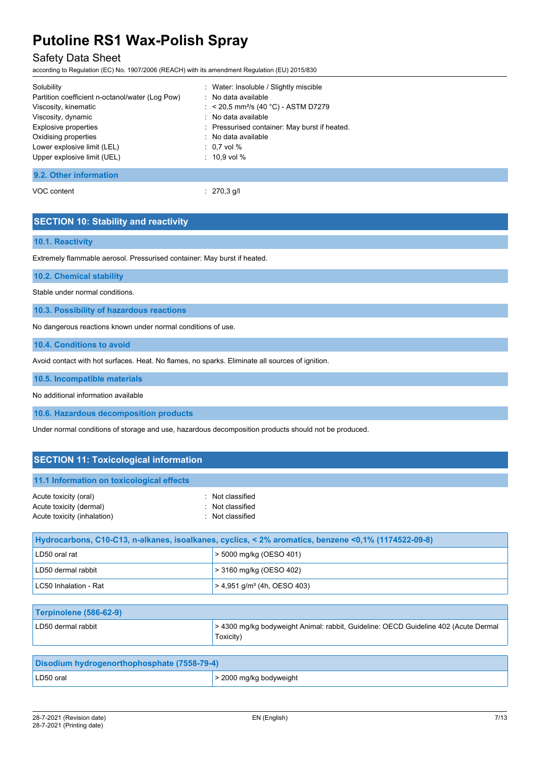| | |
|---|---|
| Solubility | : Water: Insoluble / Slightly miscible |
| Partition coefficient n-octanol/water (Log Pow) | : No data available |
| Viscosity, kinematic | : < 20,5 mm²/s (40 °C) - ASTM D7279 |
| Viscosity, dynamic | : No data available |
| Explosive properties | : Pressurised container: May burst if heated. |
| Oxidising properties | : No data available |
| Lower explosive limit (LEL) | : 0,7 vol % |
| Upper explosive limit (UEL) | : 10,9 vol % |

### 9.2. Other information

| | |
|---|---|
| VOC content | : 270,3 g/l |

## SECTION 10: Stability and reactivity

### 10.1. Reactivity

Extremely flammable aerosol. Pressurised container: May burst if heated.

### 10.2. Chemical stability

Stable under normal conditions.

### 10.3. Possibility of hazardous reactions

No dangerous reactions known under normal conditions of use.

### 10.4. Conditions to avoid

Avoid contact with hot surfaces. Heat. No flames, no sparks. Eliminate all sources of ignition.

### 10.5. Incompatible materials

No additional information available

### 10.6. Hazardous decomposition products

Under normal conditions of storage and use, hazardous decomposition products should not be produced.

## SECTION 11: Toxicological information

### 11.1 Information on toxicological effects

| | |
|---|---|
| Acute toxicity (oral) | : Not classified |
| Acute toxicity (dermal) | : Not classified |
| Acute toxicity (inhalation) | : Not classified |

| Hydrocarbons, C10-C13, n-alkanes, isoalkanes, cyclics, < 2% aromatics, benzene <0,1% (1174522-09-8) | |
|---|---|
| LD50 oral rat | > 5000 mg/kg (OESO 401) |
| LD50 dermal rabbit | > 3160 mg/kg (OESO 402) |
| LC50 Inhalation - Rat | > 4,951 g/m³ (4h, OESO 403) |

| Terpinolene (586-62-9) | |
|---|---|
| LD50 dermal rabbit | > 4300 mg/kg bodyweight Animal: rabbit, Guideline: OECD Guideline 402 (Acute Dermal Toxicity) |

| Disodium hydrogenorthophosphate (7558-79-4) | |
|---|---|
| LD50 oral | > 2000 mg/kg bodyweight |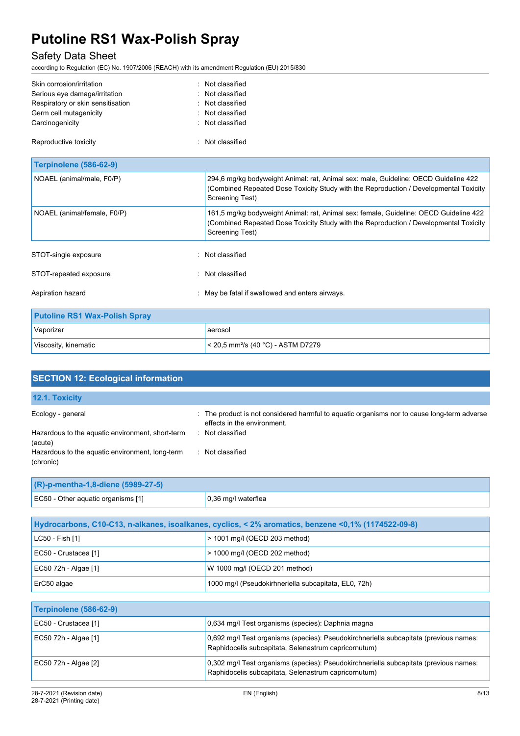Skin corrosion/irritation : Not classified
Serious eye damage/irritation : Not classified
Respiratory or skin sensitisation : Not classified
Germ cell mutagenicity : Not classified
Carcinogenicity : Not classified

Reproductive toxicity : Not classified

| Terpinolene (586-62-9) | |
|---|---|
| NOAEL (animal/male, F0/P) | 294,6 mg/kg bodyweight Animal: rat, Animal sex: male, Guideline: OECD Guideline 422 (Combined Repeated Dose Toxicity Study with the Reproduction / Developmental Toxicity Screening Test) |
| NOAEL (animal/female, F0/P) | 161,5 mg/kg bodyweight Animal: rat, Animal sex: female, Guideline: OECD Guideline 422 (Combined Repeated Dose Toxicity Study with the Reproduction / Developmental Toxicity Screening Test) |

STOT-single exposure : Not classified

STOT-repeated exposure : Not classified

Aspiration hazard : May be fatal if swallowed and enters airways.

| Putoline RS1 Wax-Polish Spray | |
|---|---|
| Vaporizer | aerosol |
| Viscosity, kinematic | < 20,5 mm²/s (40 °C) - ASTM D7279 |

## SECTION 12: Ecological information

### 12.1. Toxicity

Ecology - general : The product is not considered harmful to aquatic organisms nor to cause long-term adverse effects in the environment.
Hazardous to the aquatic environment, short-term (acute) : Not classified
Hazardous to the aquatic environment, long-term (chronic) : Not classified

| (R)-p-mentha-1,8-diene (5989-27-5) | |
|---|---|
| EC50 - Other aquatic organisms [1] | 0,36 mg/l waterflea |

| Hydrocarbons, C10-C13, n-alkanes, isoalkanes, cyclics, < 2% aromatics, benzene <0,1% (1174522-09-8) | |
|---|---|
| LC50 - Fish [1] | > 1001 mg/l (OECD 203 method) |
| EC50 - Crustacea [1] | > 1000 mg/l (OECD 202 method) |
| EC50 72h - Algae [1] | W 1000 mg/l (OECD 201 method) |
| ErC50 algae | 1000 mg/l (Pseudokirhneriella subcapitata, EL0, 72h) |

| Terpinolene (586-62-9) | |
|---|---|
| EC50 - Crustacea [1] | 0,634 mg/l Test organisms (species): Daphnia magna |
| EC50 72h - Algae [1] | 0,692 mg/l Test organisms (species): Pseudokirchneriella subcapitata (previous names: Raphidocelis subcapitata, Selenastrum capricornutum) |
| EC50 72h - Algae [2] | 0,302 mg/l Test organisms (species): Pseudokirchneriella subcapitata (previous names: Raphidocelis subcapitata, Selenastrum capricornutum) |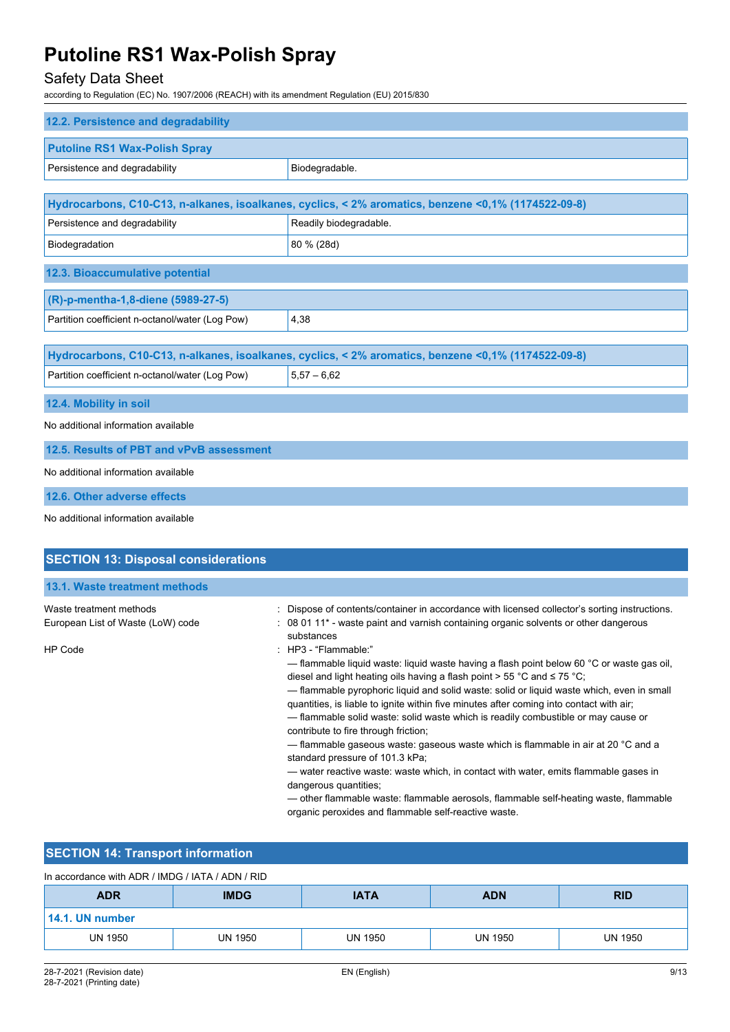### 12.2. Persistence and degradability

| Putoline RS1 Wax-Polish Spray | |
|---|---|
| Persistence and degradability | Biodegradable. |

| Hydrocarbons, C10-C13, n-alkanes, isoalkanes, cyclics, < 2% aromatics, benzene <0,1% (1174522-09-8) | |
|---|---|
| Persistence and degradability | Readily biodegradable. |
| Biodegradation | 80 % (28d) |

### 12.3. Bioaccumulative potential

| (R)-p-mentha-1,8-diene (5989-27-5) | |
|---|---|
| Partition coefficient n-octanol/water (Log Pow) | 4,38 |

| Hydrocarbons, C10-C13, n-alkanes, isoalkanes, cyclics, < 2% aromatics, benzene <0,1% (1174522-09-8) | |
|---|---|
| Partition coefficient n-octanol/water (Log Pow) | 5,57 – 6,62 |

### 12.4. Mobility in soil

No additional information available

### 12.5. Results of PBT and vPvB assessment

No additional information available

### 12.6. Other adverse effects

No additional information available

## SECTION 13: Disposal considerations

### 13.1. Waste treatment methods

Waste treatment methods : Dispose of contents/container in accordance with licensed collector's sorting instructions.

European List of Waste (LoW) code : 08 01 11* - waste paint and varnish containing organic solvents or other dangerous substances

HP Code : HP3 - "Flammable:"

— flammable liquid waste: liquid waste having a flash point below 60 °C or waste gas oil, diesel and light heating oils having a flash point > 55 °C and ≤ 75 °C;

— flammable pyrophoric liquid and solid waste: solid or liquid waste which, even in small quantities, is liable to ignite within five minutes after coming into contact with air;

— flammable solid waste: solid waste which is readily combustible or may cause or contribute to fire through friction;

— flammable gaseous waste: gaseous waste which is flammable in air at 20 °C and a standard pressure of 101.3 kPa;

— water reactive waste: waste which, in contact with water, emits flammable gases in dangerous quantities;

— other flammable waste: flammable aerosols, flammable self-heating waste, flammable organic peroxides and flammable self-reactive waste.

## SECTION 14: Transport information

In accordance with ADR / IMDG / IATA / ADN / RID

| ADR | IMDG | IATA | ADN | RID |
|---|---|---|---|---|
| **14.1. UN number** | | | | |
| UN 1950 | UN 1950 | UN 1950 | UN 1950 | UN 1950 |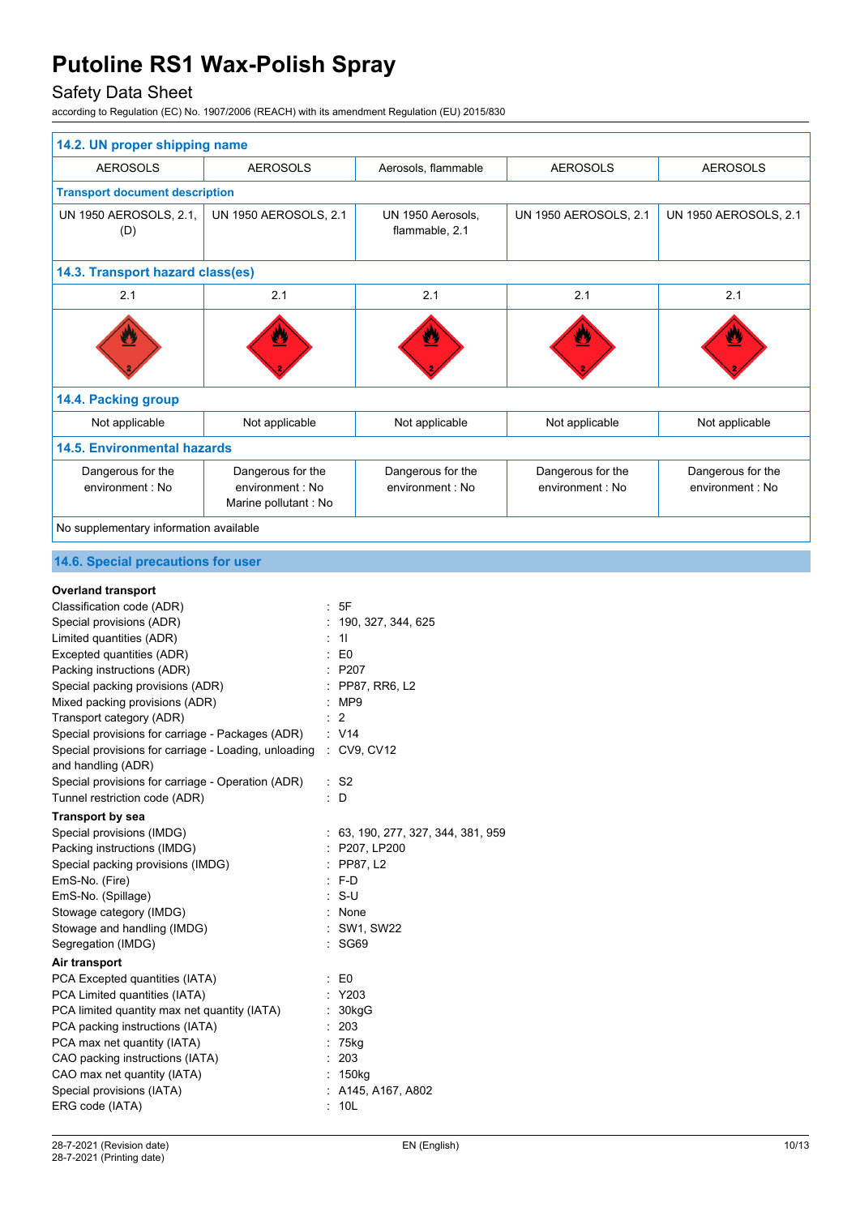| 14.2. UN proper shipping name | | | | |
|---|---|---|---|---|
| AEROSOLS | AEROSOLS | Aerosols, flammable | AEROSOLS | AEROSOLS |
| **Transport document description** | | | | |
| UN 1950 AEROSOLS, 2.1, (D) | UN 1950 AEROSOLS, 2.1 | UN 1950 Aerosols, flammable, 2.1 | UN 1950 AEROSOLS, 2.1 | UN 1950 AEROSOLS, 2.1 |
| **14.3. Transport hazard class(es)** | | | | |
| 2.1 | 2.1 | 2.1 | 2.1 | 2.1 |
| **14.4. Packing group** | | | | |
| Not applicable | Not applicable | Not applicable | Not applicable | Not applicable |
| **14.5. Environmental hazards** | | | | |
| Dangerous for the environment : No | Dangerous for the environment : No<br>Marine pollutant : No | Dangerous for the environment : No | Dangerous for the environment : No | Dangerous for the environment : No |
| No supplementary information available | | | | |

## 14.6. Special precautions for user

**Overland transport**

| | |
|---|---|
| Classification code (ADR) | : 5F |
| Special provisions (ADR) | : 190, 327, 344, 625 |
| Limited quantities (ADR) | : 1l |
| Excepted quantities (ADR) | : E0 |
| Packing instructions (ADR) | : P207 |
| Special packing provisions (ADR) | : PP87, RR6, L2 |
| Mixed packing provisions (ADR) | : MP9 |
| Transport category (ADR) | : 2 |
| Special provisions for carriage - Packages (ADR) | : V14 |
| Special provisions for carriage - Loading, unloading and handling (ADR) | : CV9, CV12 |
| Special provisions for carriage - Operation (ADR) | : S2 |
| Tunnel restriction code (ADR) | : D |

**Transport by sea**

| | |
|---|---|
| Special provisions (IMDG) | : 63, 190, 277, 327, 344, 381, 959 |
| Packing instructions (IMDG) | : P207, LP200 |
| Special packing provisions (IMDG) | : PP87, L2 |
| EmS-No. (Fire) | : F-D |
| EmS-No. (Spillage) | : S-U |
| Stowage category (IMDG) | : None |
| Stowage and handling (IMDG) | : SW1, SW22 |
| Segregation (IMDG) | : SG69 |

**Air transport**

| | |
|---|---|
| PCA Excepted quantities (IATA) | : E0 |
| PCA Limited quantities (IATA) | : Y203 |
| PCA limited quantity max net quantity (IATA) | : 30kgG |
| PCA packing instructions (IATA) | : 203 |
| PCA max net quantity (IATA) | : 75kg |
| CAO packing instructions (IATA) | : 203 |
| CAO max net quantity (IATA) | : 150kg |
| Special provisions (IATA) | : A145, A167, A802 |
| ERG code (IATA) | : 10L |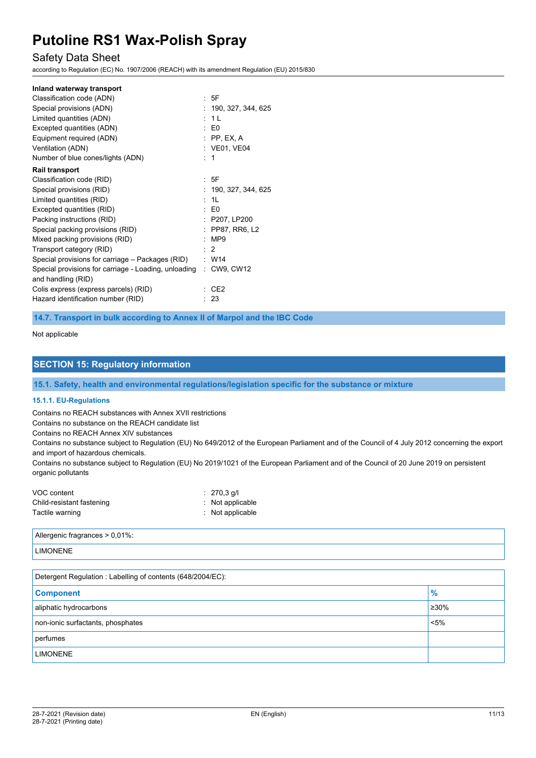**Inland waterway transport**

Classification code (ADN) : 5F
Special provisions (ADN) : 190, 327, 344, 625
Limited quantities (ADN) : 1 L
Excepted quantities (ADN) : E0
Equipment required (ADN) : PP, EX, A
Ventilation (ADN) : VE01, VE04
Number of blue cones/lights (ADN) : 1

**Rail transport**

Classification code (RID) : 5F
Special provisions (RID) : 190, 327, 344, 625
Limited quantities (RID) : 1L
Excepted quantities (RID) : E0
Packing instructions (RID) : P207, LP200
Special packing provisions (RID) : PP87, RR6, L2
Mixed packing provisions (RID) : MP9
Transport category (RID) : 2
Special provisions for carriage – Packages (RID) : W14
Special provisions for carriage - Loading, unloading and handling (RID) : CW9, CW12
Colis express (express parcels) (RID) : CE2
Hazard identification number (RID) : 23

### 14.7. Transport in bulk according to Annex II of Marpol and the IBC Code

Not applicable

## SECTION 15: Regulatory information

### 15.1. Safety, health and environmental regulations/legislation specific for the substance or mixture

#### 15.1.1. EU-Regulations

Contains no REACH substances with Annex XVII restrictions
Contains no substance on the REACH candidate list
Contains no REACH Annex XIV substances
Contains no substance subject to Regulation (EU) No 649/2012 of the European Parliament and of the Council of 4 July 2012 concerning the export and import of hazardous chemicals.
Contains no substance subject to Regulation (EU) No 2019/1021 of the European Parliament and of the Council of 20 June 2019 on persistent organic pollutants

VOC content : 270,3 g/l
Child-resistant fastening : Not applicable
Tactile warning : Not applicable

| Allergenic fragrances > 0,01%: |
|---|
| LIMONENE |

| Detergent Regulation : Labelling of contents (648/2004/EC): | |
|---|---|
| **Component** | **%** |
| aliphatic hydrocarbons | ≥30% |
| non-ionic surfactants, phosphates | <5% |
| perfumes | |
| LIMONENE | |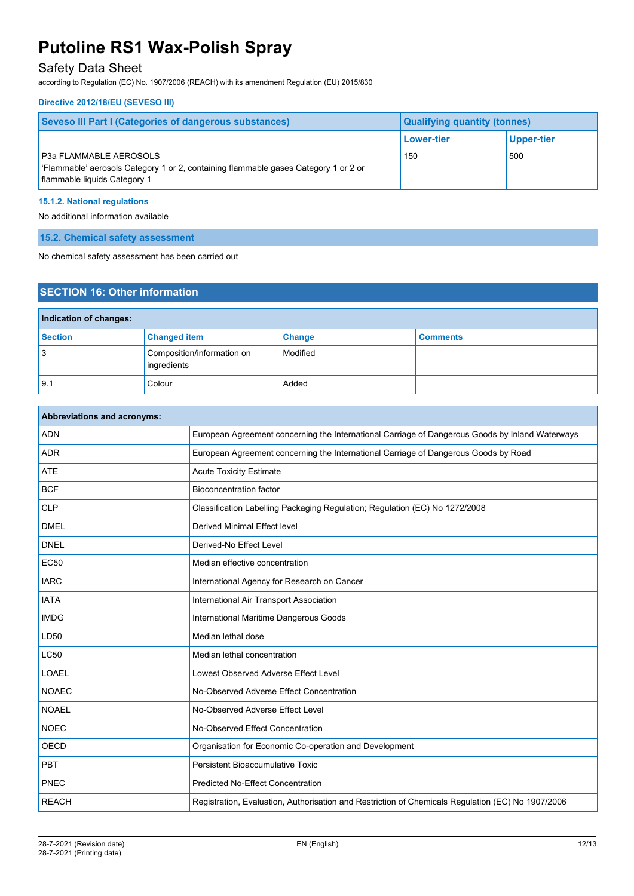**Directive 2012/18/EU (SEVESO III)**

| Seveso III Part I (Categories of dangerous substances) | Qualifying quantity (tonnes) | |
|---|---|---|
| | Lower-tier | Upper-tier |
| P3a FLAMMABLE AEROSOLS<br>'Flammable' aerosols Category 1 or 2, containing flammable gases Category 1 or 2 or flammable liquids Category 1 | 150 | 500 |

#### 15.1.2. National regulations

No additional information available

### 15.2. Chemical safety assessment

No chemical safety assessment has been carried out

## SECTION 16: Other information

| Indication of changes: | | | |
|---|---|---|---|
| **Section** | **Changed item** | **Change** | **Comments** |
| 3 | Composition/information on ingredients | Modified | |
| 9.1 | Colour | Added | |

| Abbreviations and acronyms: | |
|---|---|
| ADN | European Agreement concerning the International Carriage of Dangerous Goods by Inland Waterways |
| ADR | European Agreement concerning the International Carriage of Dangerous Goods by Road |
| ATE | Acute Toxicity Estimate |
| BCF | Bioconcentration factor |
| CLP | Classification Labelling Packaging Regulation; Regulation (EC) No 1272/2008 |
| DMEL | Derived Minimal Effect level |
| DNEL | Derived-No Effect Level |
| EC50 | Median effective concentration |
| IARC | International Agency for Research on Cancer |
| IATA | International Air Transport Association |
| IMDG | International Maritime Dangerous Goods |
| LD50 | Median lethal dose |
| LC50 | Median lethal concentration |
| LOAEL | Lowest Observed Adverse Effect Level |
| NOAEC | No-Observed Adverse Effect Concentration |
| NOAEL | No-Observed Adverse Effect Level |
| NOEC | No-Observed Effect Concentration |
| OECD | Organisation for Economic Co-operation and Development |
| PBT | Persistent Bioaccumulative Toxic |
| PNEC | Predicted No-Effect Concentration |
| REACH | Registration, Evaluation, Authorisation and Restriction of Chemicals Regulation (EC) No 1907/2006 |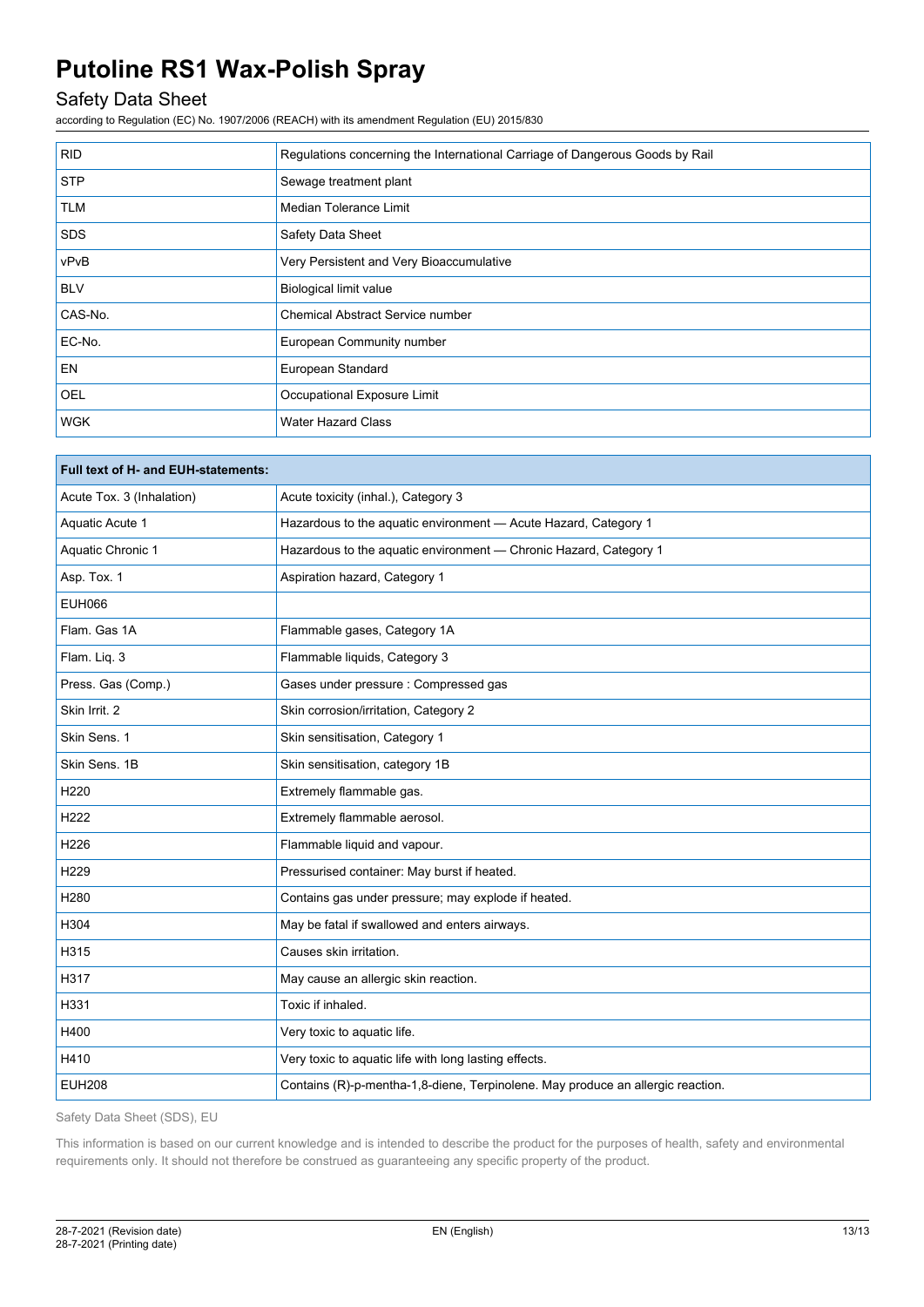| | |
|---|---|
| RID | Regulations concerning the International Carriage of Dangerous Goods by Rail |
| STP | Sewage treatment plant |
| TLM | Median Tolerance Limit |
| SDS | Safety Data Sheet |
| vPvB | Very Persistent and Very Bioaccumulative |
| BLV | Biological limit value |
| CAS-No. | Chemical Abstract Service number |
| EC-No. | European Community number |
| EN | European Standard |
| OEL | Occupational Exposure Limit |
| WGK | Water Hazard Class |

| Full text of H- and EUH-statements: | |
|---|---|
| Acute Tox. 3 (Inhalation) | Acute toxicity (inhal.), Category 3 |
| Aquatic Acute 1 | Hazardous to the aquatic environment — Acute Hazard, Category 1 |
| Aquatic Chronic 1 | Hazardous to the aquatic environment — Chronic Hazard, Category 1 |
| Asp. Tox. 1 | Aspiration hazard, Category 1 |
| EUH066 | |
| Flam. Gas 1A | Flammable gases, Category 1A |
| Flam. Liq. 3 | Flammable liquids, Category 3 |
| Press. Gas (Comp.) | Gases under pressure : Compressed gas |
| Skin Irrit. 2 | Skin corrosion/irritation, Category 2 |
| Skin Sens. 1 | Skin sensitisation, Category 1 |
| Skin Sens. 1B | Skin sensitisation, category 1B |
| H220 | Extremely flammable gas. |
| H222 | Extremely flammable aerosol. |
| H226 | Flammable liquid and vapour. |
| H229 | Pressurised container: May burst if heated. |
| H280 | Contains gas under pressure; may explode if heated. |
| H304 | May be fatal if swallowed and enters airways. |
| H315 | Causes skin irritation. |
| H317 | May cause an allergic skin reaction. |
| H331 | Toxic if inhaled. |
| H400 | Very toxic to aquatic life. |
| H410 | Very toxic to aquatic life with long lasting effects. |
| EUH208 | Contains (R)-p-mentha-1,8-diene, Terpinolene. May produce an allergic reaction. |

Safety Data Sheet (SDS), EU

This information is based on our current knowledge and is intended to describe the product for the purposes of health, safety and environmental requirements only. It should not therefore be construed as guaranteeing any specific property of the product.